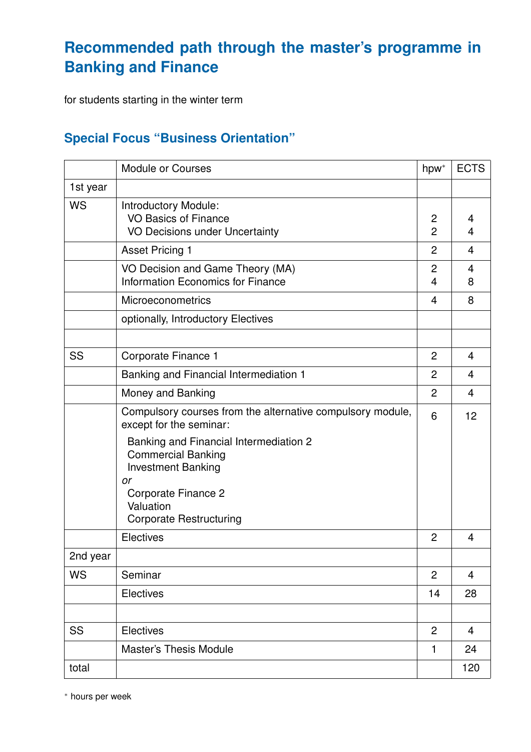# Recommended path through the master's programme in Banking and Finance

for students starting in the winter term

## Special Focus "Business Orientation"

| | Module or Courses | hpw* | ECTS |
|---|---|---|---|
| 1st year | | | |
| WS | Introductory Module:<br>VO Basics of Finance<br>VO Decisions under Uncertainty | <br>2<br>2 | <br>4<br>4 |
| | Asset Pricing 1 | 2 | 4 |
| | VO Decision and Game Theory (MA)<br>Information Economics for Finance | 2<br>4 | 4<br>8 |
| | Microeconometrics | 4 | 8 |
| | optionally, Introductory Electives | | |
| | | | |
| SS | Corporate Finance 1 | 2 | 4 |
| | Banking and Financial Intermediation 1 | 2 | 4 |
| | Money and Banking | 2 | 4 |
| | Compulsory courses from the alternative compulsory module, except for the seminar:<br>Banking and Financial Intermediation 2<br>Commercial Banking<br>Investment Banking<br>*or*<br>Corporate Finance 2<br>Valuation<br>Corporate Restructuring | 6 | 12 |
| | Electives | 2 | 4 |
| 2nd year | | | |
| WS | Seminar | 2 | 4 |
| | Electives | 14 | 28 |
| | | | |
| SS | Electives | 2 | 4 |
| | Master's Thesis Module | 1 | 24 |
| total | | | 120 |

* hours per week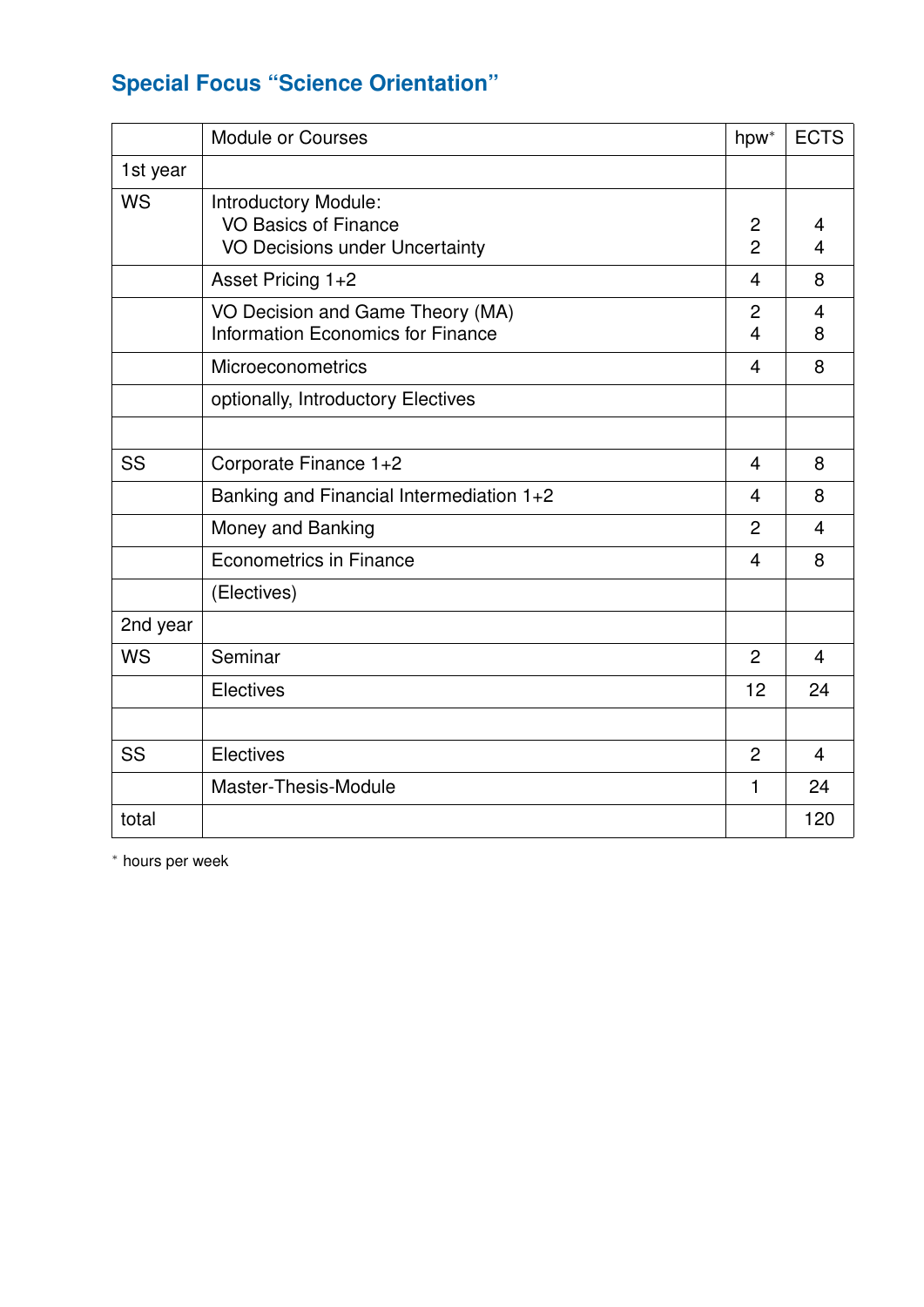## Special Focus “Science Orientation”

| | Module or Courses | hpw* | ECTS |
|---|---|---|---|
| 1st year | | | |
| WS | Introductory Module:<br>VO Basics of Finance<br>VO Decisions under Uncertainty | <br>2<br>2 | <br>4<br>4 |
| | Asset Pricing 1+2 | 4 | 8 |
| | VO Decision and Game Theory (MA)<br>Information Economics for Finance | 2<br>4 | 4<br>8 |
| | Microeconometrics | 4 | 8 |
| | optionally, Introductory Electives | | |
| | | | |
| SS | Corporate Finance 1+2 | 4 | 8 |
| | Banking and Financial Intermediation 1+2 | 4 | 8 |
| | Money and Banking | 2 | 4 |
| | Econometrics in Finance | 4 | 8 |
| | (Electives) | | |
| 2nd year | | | |
| WS | Seminar | 2 | 4 |
| | Electives | 12 | 24 |
| | | | |
| SS | Electives | 2 | 4 |
| | Master-Thesis-Module | 1 | 24 |
| total | | | 120 |

* hours per week